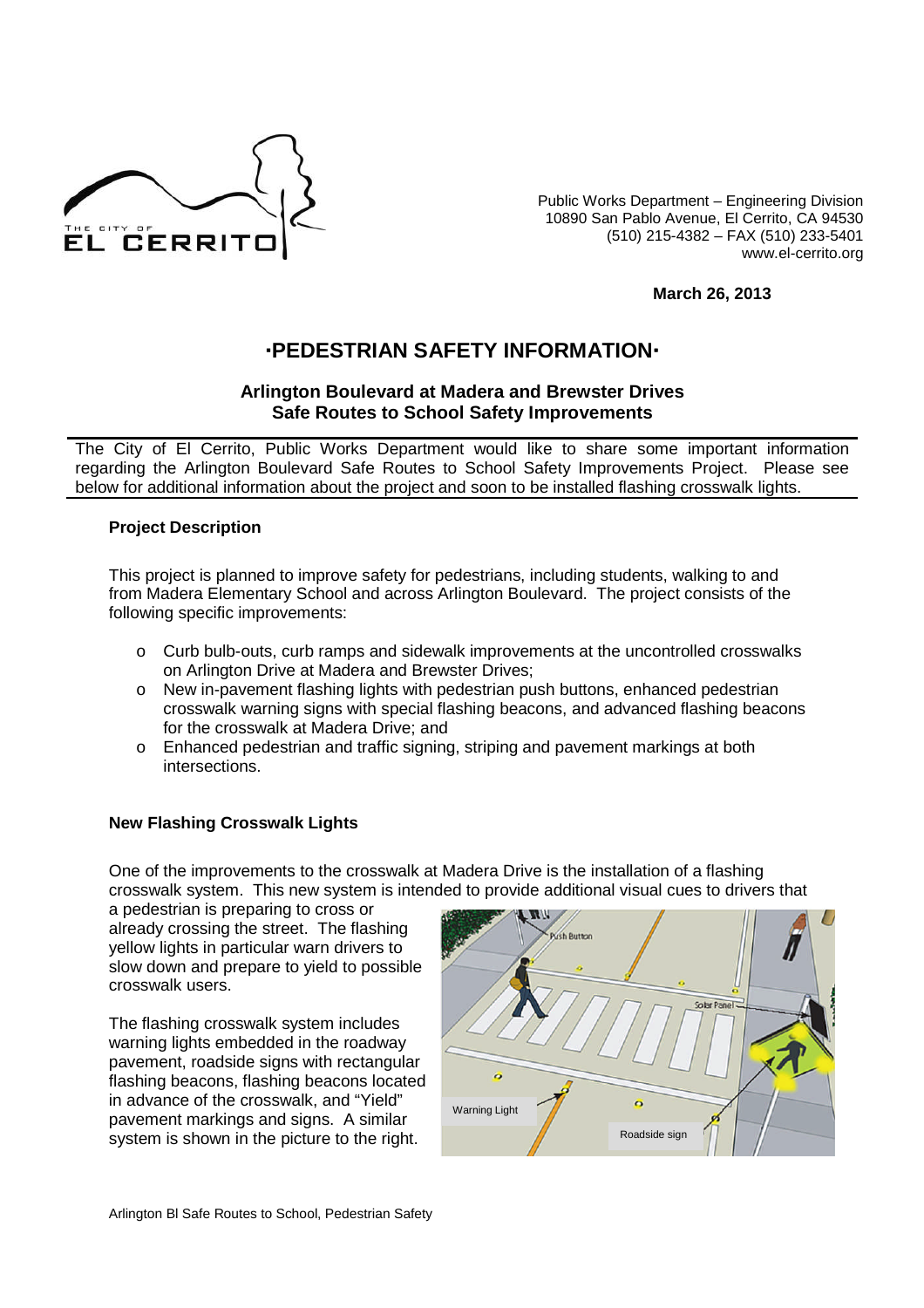Public Works Department – Engineering Division
10890 San Pablo Avenue, El Cerrito, CA 94530
(510) 215-4382 – FAX (510) 233-5401
www.el-cerrito.org

**March 26, 2013**

# ·PEDESTRIAN SAFETY INFORMATION·

## Arlington Boulevard at Madera and Brewster Drives
## Safe Routes to School Safety Improvements

The City of El Cerrito, Public Works Department would like to share some important information regarding the Arlington Boulevard Safe Routes to School Safety Improvements Project. Please see below for additional information about the project and soon to be installed flashing crosswalk lights.

### Project Description

This project is planned to improve safety for pedestrians, including students, walking to and from Madera Elementary School and across Arlington Boulevard. The project consists of the following specific improvements:

- Curb bulb-outs, curb ramps and sidewalk improvements at the uncontrolled crosswalks on Arlington Drive at Madera and Brewster Drives;
- New in-pavement flashing lights with pedestrian push buttons, enhanced pedestrian crosswalk warning signs with special flashing beacons, and advanced flashing beacons for the crosswalk at Madera Drive; and
- Enhanced pedestrian and traffic signing, striping and pavement markings at both intersections.

### New Flashing Crosswalk Lights

One of the improvements to the crosswalk at Madera Drive is the installation of a flashing crosswalk system. This new system is intended to provide additional visual cues to drivers that a pedestrian is preparing to cross or already crossing the street. The flashing yellow lights in particular warn drivers to slow down and prepare to yield to possible crosswalk users.

The flashing crosswalk system includes warning lights embedded in the roadway pavement, roadside signs with rectangular flashing beacons, flashing beacons located in advance of the crosswalk, and "Yield" pavement markings and signs. A similar system is shown in the picture to the right.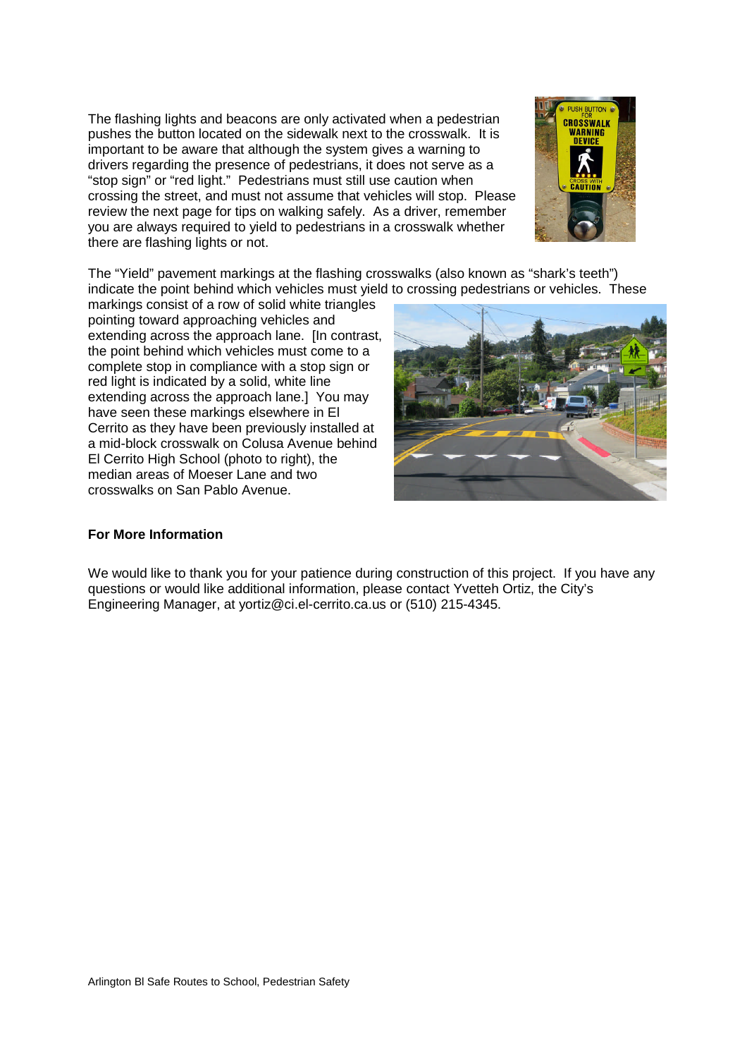The flashing lights and beacons are only activated when a pedestrian pushes the button located on the sidewalk next to the crosswalk. It is important to be aware that although the system gives a warning to drivers regarding the presence of pedestrians, it does not serve as a "stop sign" or "red light." Pedestrians must still use caution when crossing the street, and must not assume that vehicles will stop. Please review the next page for tips on walking safely. As a driver, remember you are always required to yield to pedestrians in a crosswalk whether there are flashing lights or not.

The "Yield" pavement markings at the flashing crosswalks (also known as "shark's teeth") indicate the point behind which vehicles must yield to crossing pedestrians or vehicles. These markings consist of a row of solid white triangles pointing toward approaching vehicles and extending across the approach lane. [In contrast, the point behind which vehicles must come to a complete stop in compliance with a stop sign or red light is indicated by a solid, white line extending across the approach lane.] You may have seen these markings elsewhere in El Cerrito as they have been previously installed at a mid-block crosswalk on Colusa Avenue behind El Cerrito High School (photo to right), the median areas of Moeser Lane and two crosswalks on San Pablo Avenue.

**For More Information**

We would like to thank you for your patience during construction of this project. If you have any questions or would like additional information, please contact Yvetteh Ortiz, the City's Engineering Manager, at yortiz@ci.el-cerrito.ca.us or (510) 215-4345.